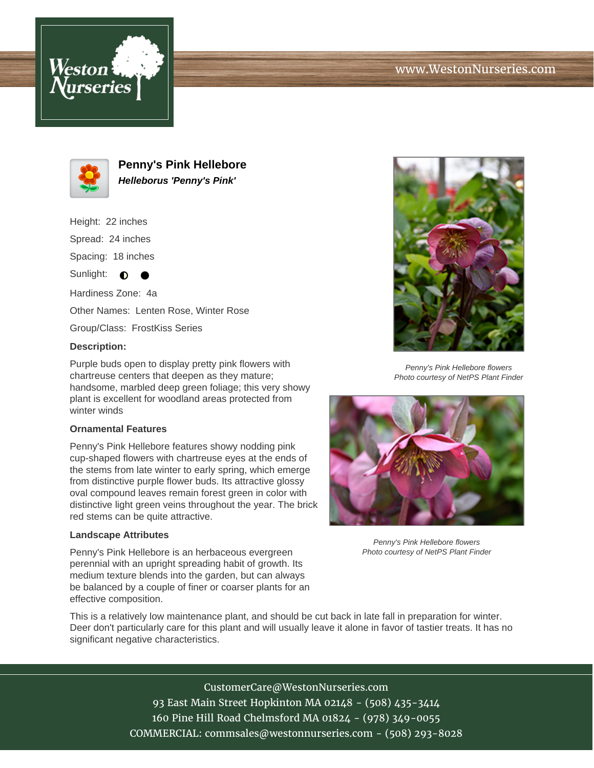# Penny's Pink Hellebore

***Helleborus 'Penny's Pink'***

Height: 22 inches

Spread: 24 inches

Spacing: 18 inches

Sunlight: ◐ ●

Hardiness Zone: 4a

Other Names: Lenten Rose, Winter Rose

Group/Class: FrostKiss Series

**Description:**

Purple buds open to display pretty pink flowers with chartreuse centers that deepen as they mature; handsome, marbled deep green foliage; this very showy plant is excellent for woodland areas protected from winter winds

*Penny's Pink Hellebore flowers*
*Photo courtesy of NetPS Plant Finder*

**Ornamental Features**

Penny's Pink Hellebore features showy nodding pink cup-shaped flowers with chartreuse eyes at the ends of the stems from late winter to early spring, which emerge from distinctive purple flower buds. Its attractive glossy oval compound leaves remain forest green in color with distinctive light green veins throughout the year. The brick red stems can be quite attractive.

*Penny's Pink Hellebore flowers*
*Photo courtesy of NetPS Plant Finder*

**Landscape Attributes**

Penny's Pink Hellebore is an herbaceous evergreen perennial with an upright spreading habit of growth. Its medium texture blends into the garden, but can always be balanced by a couple of finer or coarser plants for an effective composition.

This is a relatively low maintenance plant, and should be cut back in late fall in preparation for winter. Deer don't particularly care for this plant and will usually leave it alone in favor of tastier treats. It has no significant negative characteristics.

CustomerCare@WestonNurseries.com
93 East Main Street Hopkinton MA 02148 - (508) 435-3414
160 Pine Hill Road Chelmsford MA 01824 - (978) 349-0055
COMMERCIAL: commsales@westonnurseries.com - (508) 293-8028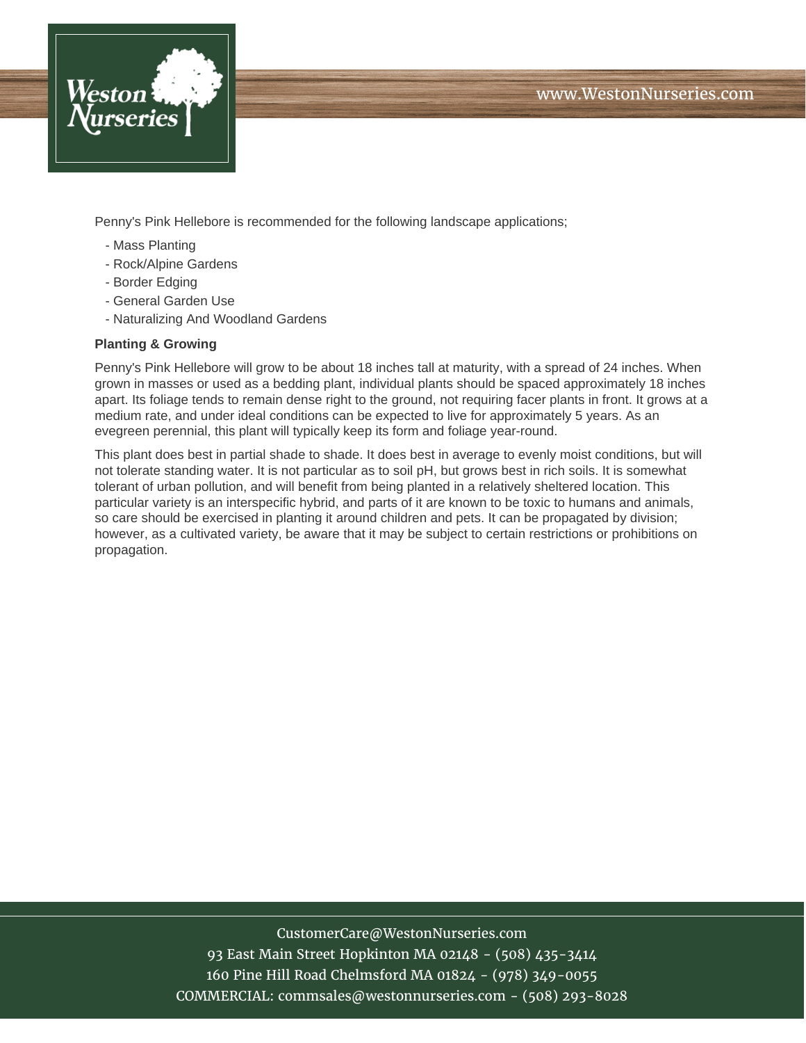Penny's Pink Hellebore is recommended for the following landscape applications;

- Mass Planting
- Rock/Alpine Gardens
- Border Edging
- General Garden Use
- Naturalizing And Woodland Gardens

**Planting & Growing**

Penny's Pink Hellebore will grow to be about 18 inches tall at maturity, with a spread of 24 inches. When grown in masses or used as a bedding plant, individual plants should be spaced approximately 18 inches apart. Its foliage tends to remain dense right to the ground, not requiring facer plants in front. It grows at a medium rate, and under ideal conditions can be expected to live for approximately 5 years. As an evegreen perennial, this plant will typically keep its form and foliage year-round.

This plant does best in partial shade to shade. It does best in average to evenly moist conditions, but will not tolerate standing water. It is not particular as to soil pH, but grows best in rich soils. It is somewhat tolerant of urban pollution, and will benefit from being planted in a relatively sheltered location. This particular variety is an interspecific hybrid, and parts of it are known to be toxic to humans and animals, so care should be exercised in planting it around children and pets. It can be propagated by division; however, as a cultivated variety, be aware that it may be subject to certain restrictions or prohibitions on propagation.